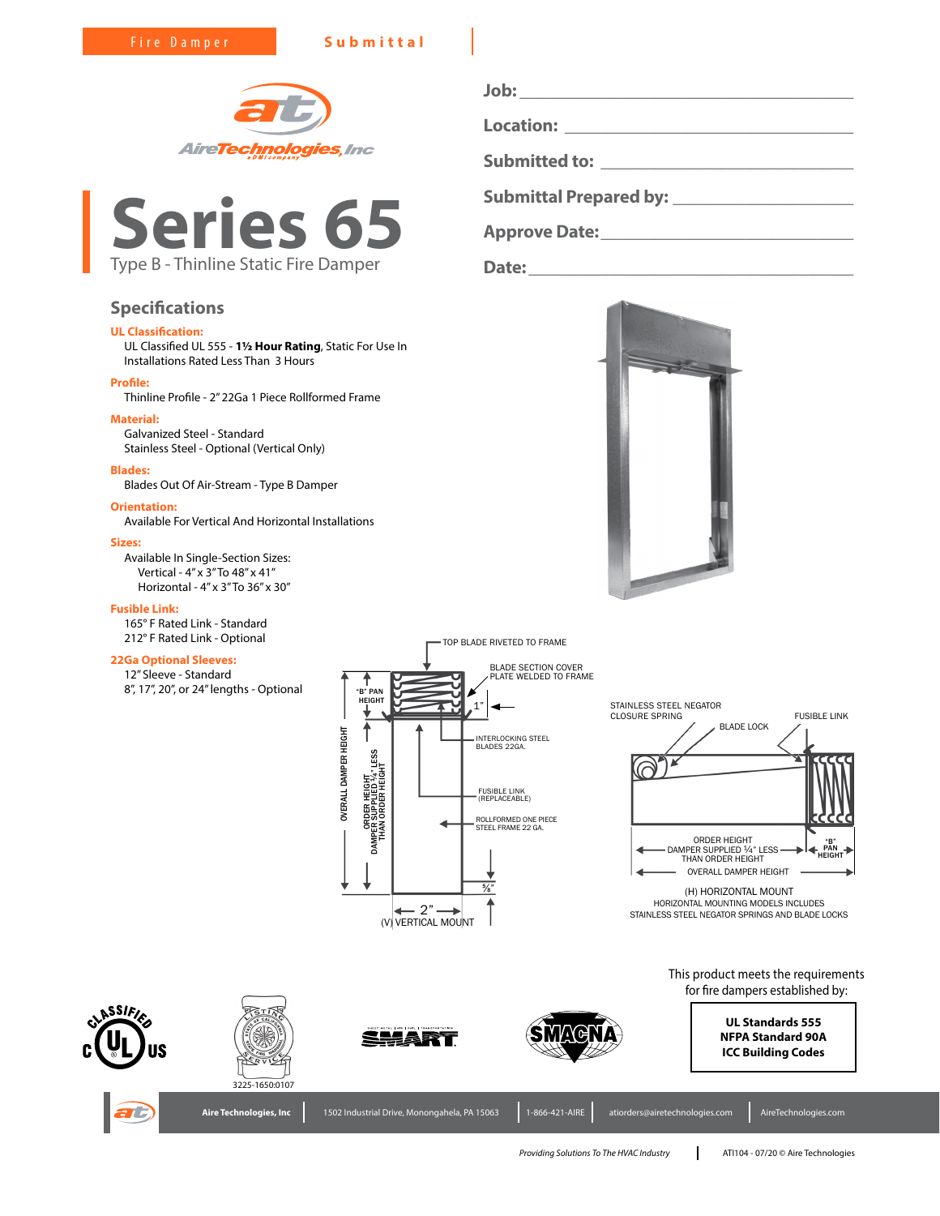Fire Damper **Submittal**

**Job:** ______________________________

**Location:** ______________________________

**Submitted to:** ______________________________

**Submittal Prepared by:** ______________________________

**Approve Date:** ______________________________

**Date:** ______________________________

# Series 65

Type B - Thinline Static Fire Damper

## Specifications

**UL Classification:**
UL Classified UL 555 - **1½ Hour Rating**, Static For Use In Installations Rated Less Than 3 Hours

**Profile:**
Thinline Profile - 2" 22Ga 1 Piece Rollformed Frame

**Material:**
Galvanized Steel - Standard
Stainless Steel - Optional (Vertical Only)

**Blades:**
Blades Out Of Air-Stream - Type B Damper

**Orientation:**
Available For Vertical And Horizontal Installations

**Sizes:**
Available In Single-Section Sizes:
- Vertical - 4" x 3" To 48" x 41"
- Horizontal - 4" x 3" To 36" x 30"

**Fusible Link:**
165° F Rated Link - Standard
212° F Rated Link - Optional

**22Ga Optional Sleeves:**
12" Sleeve - Standard
8", 17", 20", or 24" lengths - Optional

TOP BLADE RIVETED TO FRAME
BLADE SECTION COVER PLATE WELDED TO FRAME
"B" PAN HEIGHT
1"
INTERLOCKING STEEL BLADES 22GA.
FUSIBLE LINK (REPLACEABLE)
ROLLFORMED ONE PIECE STEEL FRAME 22 GA.
OVERALL DAMPER HEIGHT
ORDER HEIGHT DAMPER SUPPLIED ¼" LESS THAN ORDER HEIGHT
⅝"
2"
(V) VERTICAL MOUNT

STAINLESS STEEL NEGATOR CLOSURE SPRING
BLADE LOCK
FUSIBLE LINK
ORDER HEIGHT DAMPER SUPPLIED ¼" LESS THAN ORDER HEIGHT
"B" PAN HEIGHT
OVERALL DAMPER HEIGHT
(H) HORIZONTAL MOUNT
HORIZONTAL MOUNTING MODELS INCLUDES STAINLESS STEEL NEGATOR SPRINGS AND BLADE LOCKS

This product meets the requirements for fire dampers established by:

**UL Standards 555**
**NFPA Standard 90A**
**ICC Building Codes**

3225-1650:0107

**Aire Technologies, Inc** | 1502 Industrial Drive, Monongahela, PA 15063 | 1-866-421-AIRE | atiorders@airetechnologies.com | AireTechnologies.com

*Providing Solutions To The HVAC Industry* | ATI104 - 07/20 © Aire Technologies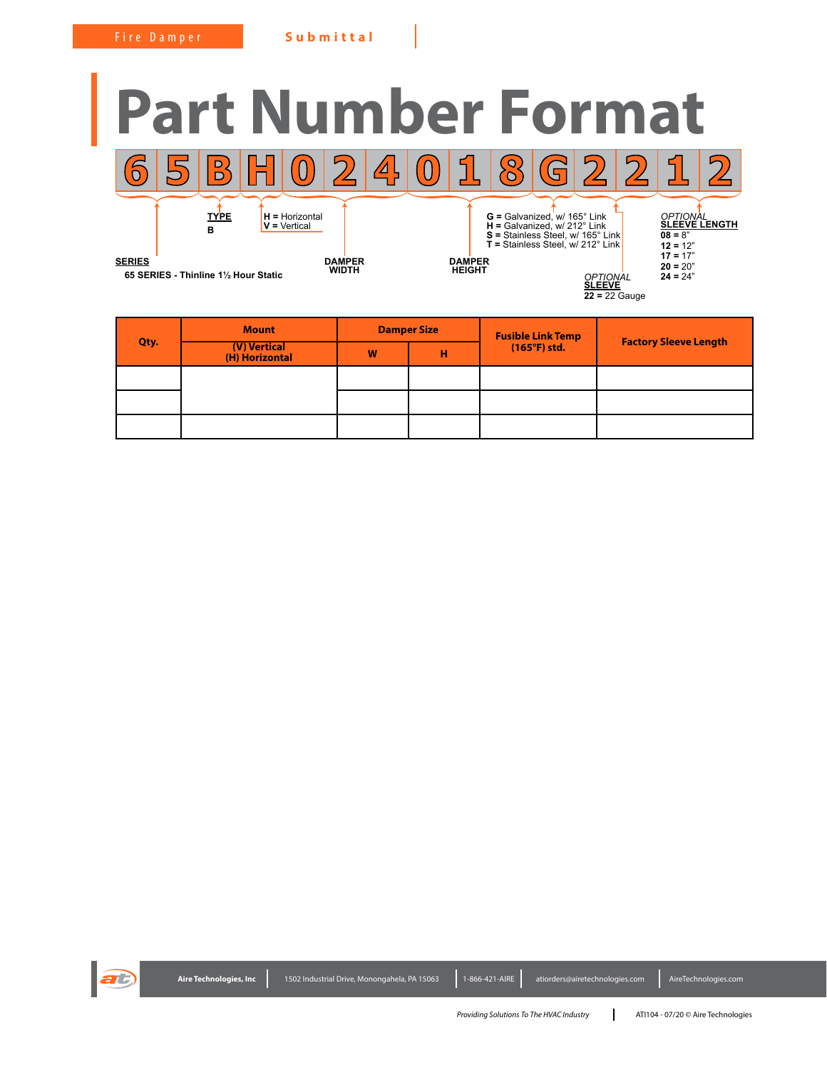# Part Number Format

6 5 B H 0 2 4 0 1 8 G 2 2 1 2

**SERIES**
65 SERIES - Thinline 1½ Hour Static

**TYPE**
B

**H** = Horizontal
**V** = Vertical

**DAMPER WIDTH**

**DAMPER HEIGHT**

**G** = Galvanized, w/ 165° Link
**H** = Galvanized, w/ 212° Link
**S** = Stainless Steel, w/ 165° Link
**T** = Stainless Steel, w/ 212° Link

*OPTIONAL*
**SLEEVE**
**22** = 22 Gauge

*OPTIONAL*
**SLEEVE LENGTH**
**08** = 8"
**12** = 12"
**17** = 17"
**20** = 20"
**24** = 24"

| Qty. | Mount (V) Vertical (H) Horizontal | Damper Size W | Damper Size H | Fusible Link Temp (165°F) std. | Factory Sleeve Length |
|---|---|---|---|---|---|
| | | | | | |
| | | | | | |
| | | | | | |